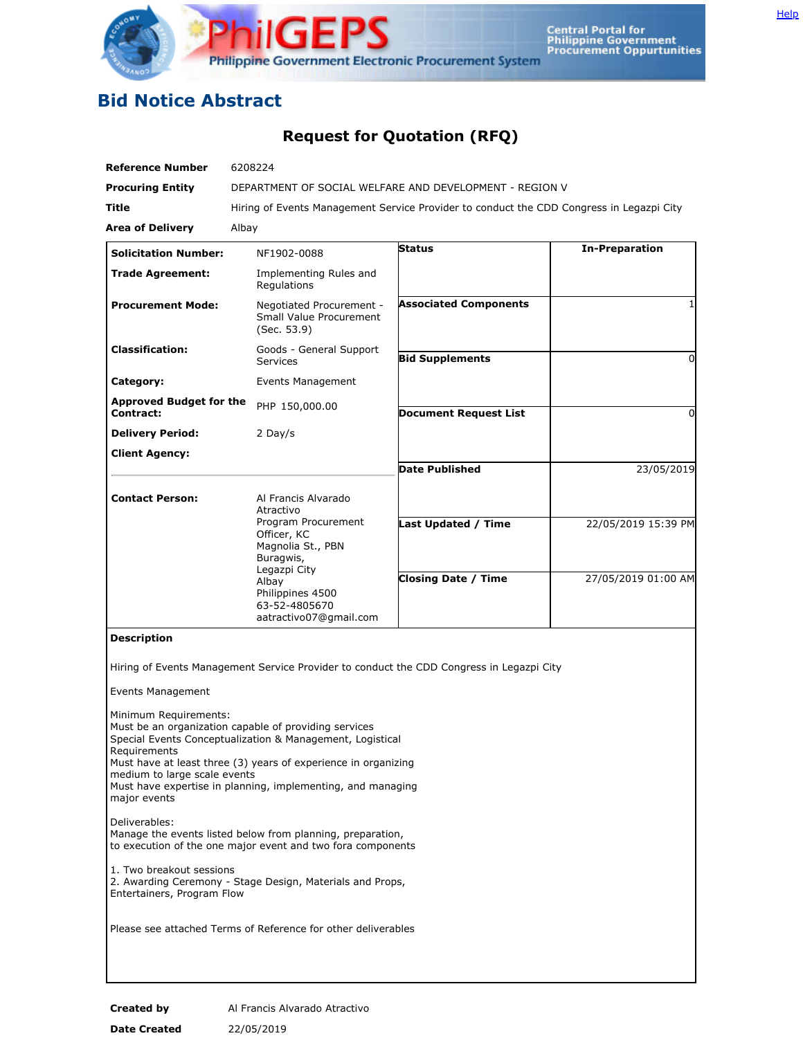# Bid Notice Abstract

## Request for Quotation (RFQ)

| | |
|---|---|
| **Reference Number** | 6208224 |
| **Procuring Entity** | DEPARTMENT OF SOCIAL WELFARE AND DEVELOPMENT - REGION V |
| **Title** | Hiring of Events Management Service Provider to conduct the CDD Congress in Legazpi City |
| **Area of Delivery** | Albay |

| | |
|---|---|
| **Solicitation Number:** | NF1902-0088 |
| **Trade Agreement:** | Implementing Rules and Regulations |
| **Procurement Mode:** | Negotiated Procurement - Small Value Procurement (Sec. 53.9) |
| **Classification:** | Goods - General Support Services |
| **Category:** | Events Management |
| **Approved Budget for the Contract:** | PHP 150,000.00 |
| **Delivery Period:** | 2 Day/s |
| **Client Agency:** | |
| **Contact Person:** | Al Francis Alvarado Atractivo<br>Program Procurement Officer, KC<br>Magnolia St., PBN Buragwis,<br>Legazpi City<br>Albay<br>Philippines 4500<br>63-52-4805670<br>aatractivo07@gmail.com |

| | |
|---|---|
| **Status** | **In-Preparation** |
| **Associated Components** | 1 |
| **Bid Supplements** | 0 |
| **Document Request List** | 0 |
| **Date Published** | 23/05/2019 |
| **Last Updated / Time** | 22/05/2019 15:39 PM |
| **Closing Date / Time** | 27/05/2019 01:00 AM |

**Description**

Hiring of Events Management Service Provider to conduct the CDD Congress in Legazpi City

Events Management

Minimum Requirements:
Must be an organization capable of providing services
Special Events Conceptualization & Management, Logistical Requirements
Must have at least three (3) years of experience in organizing medium to large scale events
Must have expertise in planning, implementing, and managing major events

Deliverables:
Manage the events listed below from planning, preparation, to execution of the one major event and two fora components

1. Two breakout sessions
2. Awarding Ceremony - Stage Design, Materials and Props, Entertainers, Program Flow

Please see attached Terms of Reference for other deliverables

| | |
|---|---|
| **Created by** | Al Francis Alvarado Atractivo |
| **Date Created** | 22/05/2019 |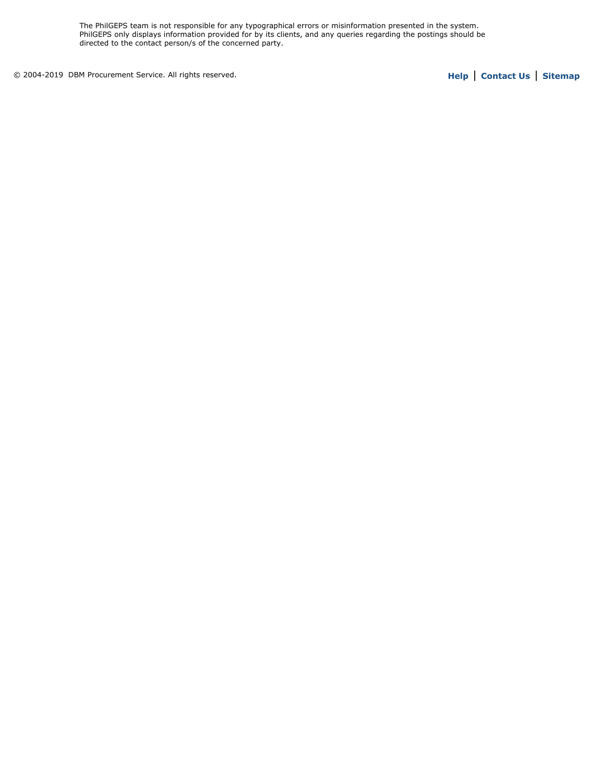The PhilGEPS team is not responsible for any typographical errors or misinformation presented in the system. PhilGEPS only displays information provided for by its clients, and any queries regarding the postings should be directed to the contact person/s of the concerned party.

© 2004-2019 DBM Procurement Service. All rights reserved.

**Help** | **Contact Us** | **Sitemap**